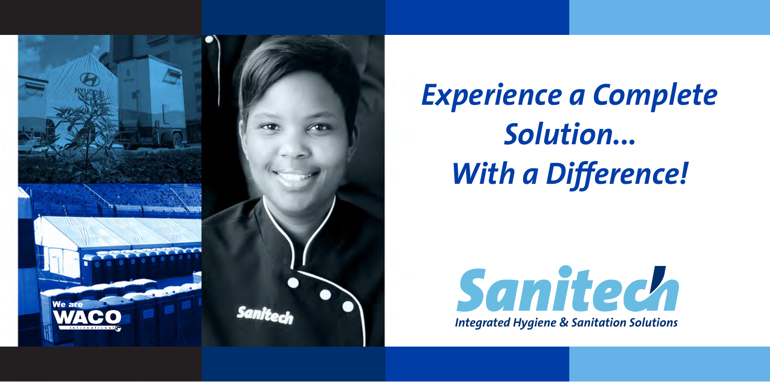# *Experience a Complete Solution... With a Difference!*

**Sanitech**

*Integrated Hygiene & Sanitation Solutions*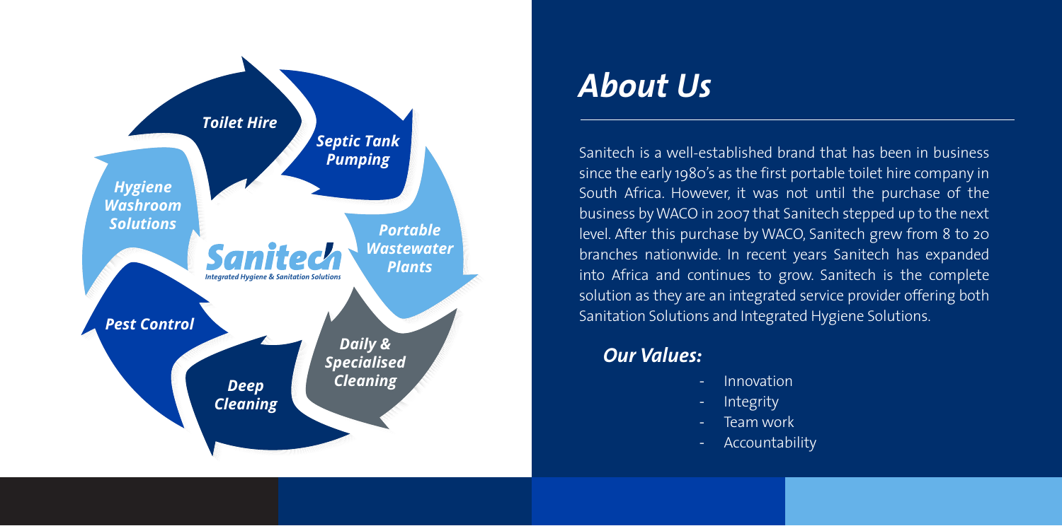Toilet Hire

Septic Tank Pumping

Portable Wastewater Plants

Daily & Specialised Cleaning

Deep Cleaning

Pest Control

Hygiene Washroom Solutions

Sanitech

Integrated Hygiene & Sanitation Solutions

# *About Us*

Sanitech is a well-established brand that has been in business since the early 1980's as the first portable toilet hire company in South Africa. However, it was not until the purchase of the business by WACO in 2007 that Sanitech stepped up to the next level. After this purchase by WACO, Sanitech grew from 8 to 20 branches nationwide. In recent years Sanitech has expanded into Africa and continues to grow. Sanitech is the complete solution as they are an integrated service provider offering both Sanitation Solutions and Integrated Hygiene Solutions.

## *Our Values:*

- Innovation
- Integrity
- Team work
- Accountability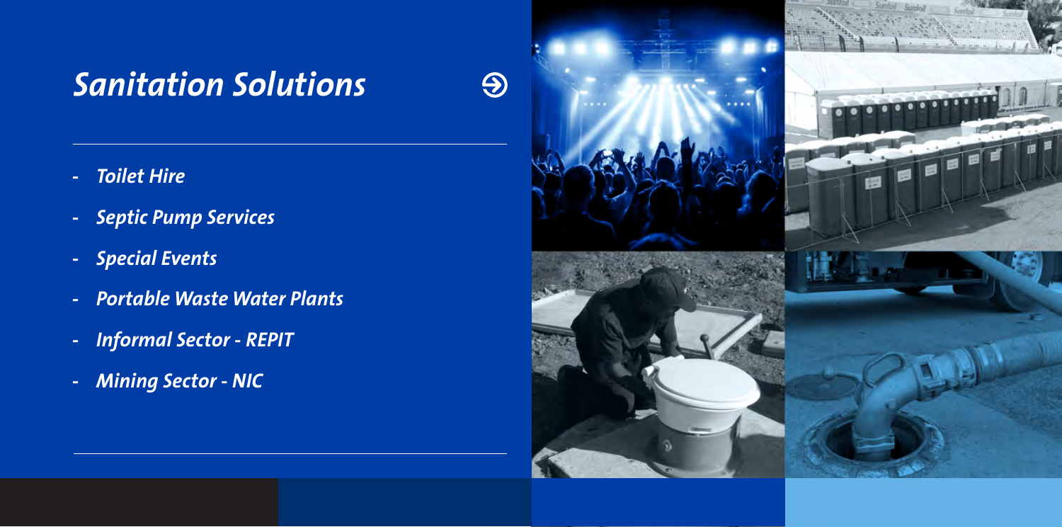# *Sanitation Solutions*

- *Toilet Hire*
- *Septic Pump Services*
- *Special Events*
- *Portable Waste Water Plants*
- *Informal Sector - REPIT*
- *Mining Sector - NIC*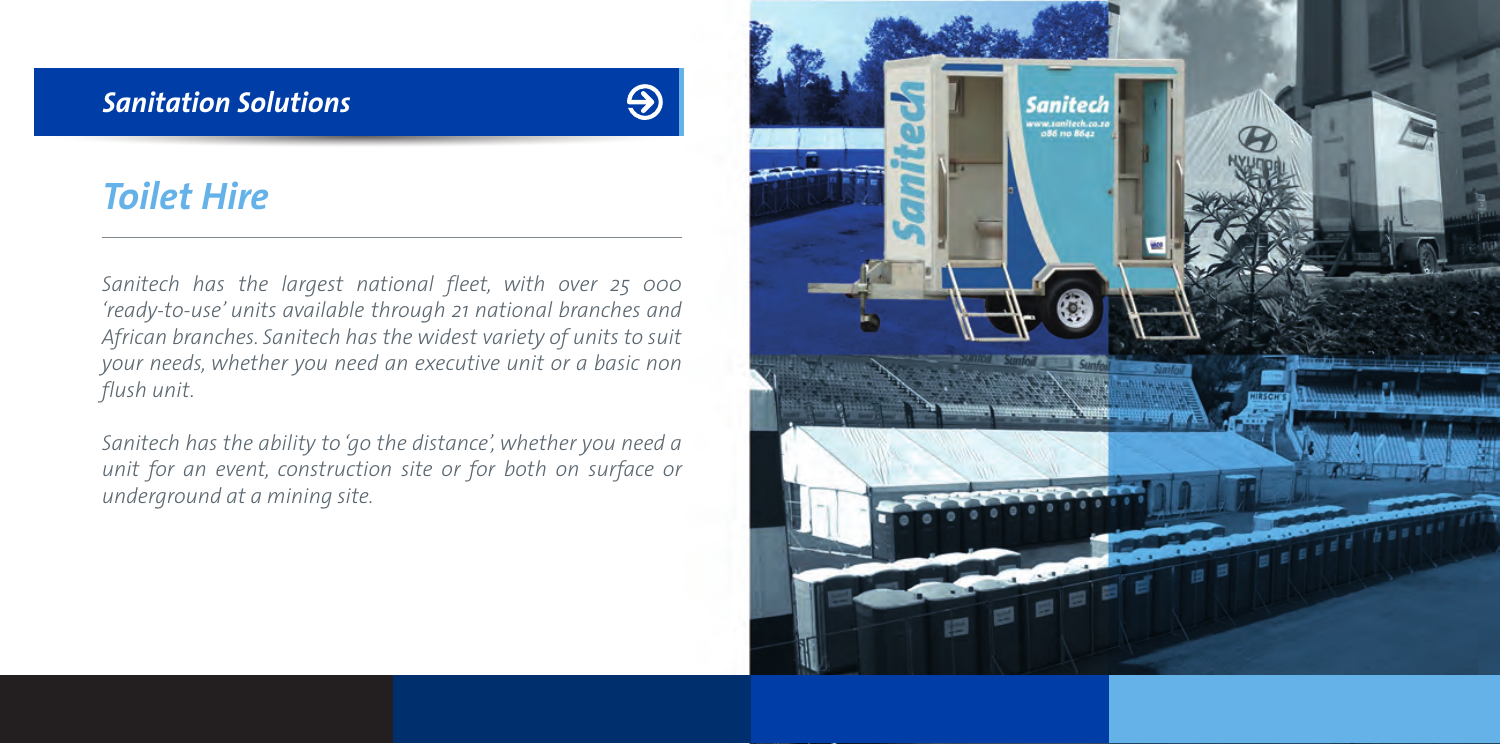## *Sanitation Solutions*

# *Toilet Hire*

*Sanitech has the largest national fleet, with over 25 000 'ready-to-use' units available through 21 national branches and African branches. Sanitech has the widest variety of units to suit your needs, whether you need an executive unit or a basic non flush unit.*

*Sanitech has the ability to 'go the distance', whether you need a unit for an event, construction site or for both on surface or underground at a mining site.*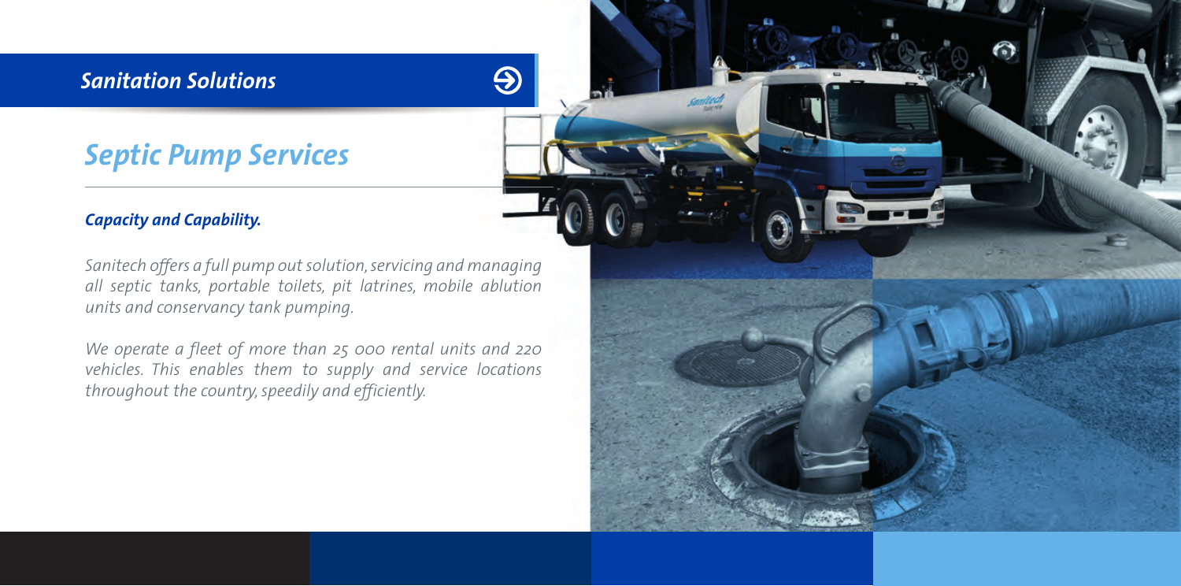*Sanitation Solutions*

# *Septic Pump Services*

### ***Capacity and Capability.***

*Sanitech offers a full pump out solution, servicing and managing all septic tanks, portable toilets, pit latrines, mobile ablution units and conservancy tank pumping.*

*We operate a fleet of more than 25 000 rental units and 220 vehicles. This enables them to supply and service locations throughout the country, speedily and efficiently.*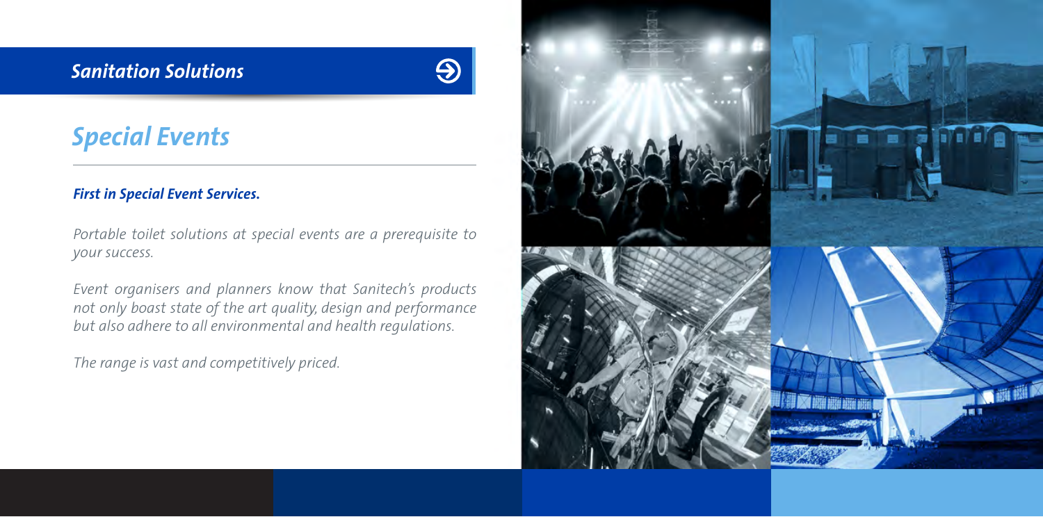*Sanitation Solutions*

## *Special Events*

***First in Special Event Services.***

*Portable toilet solutions at special events are a prerequisite to your success.*

*Event organisers and planners know that Sanitech's products not only boast state of the art quality, design and performance but also adhere to all environmental and health regulations.*

*The range is vast and competitively priced.*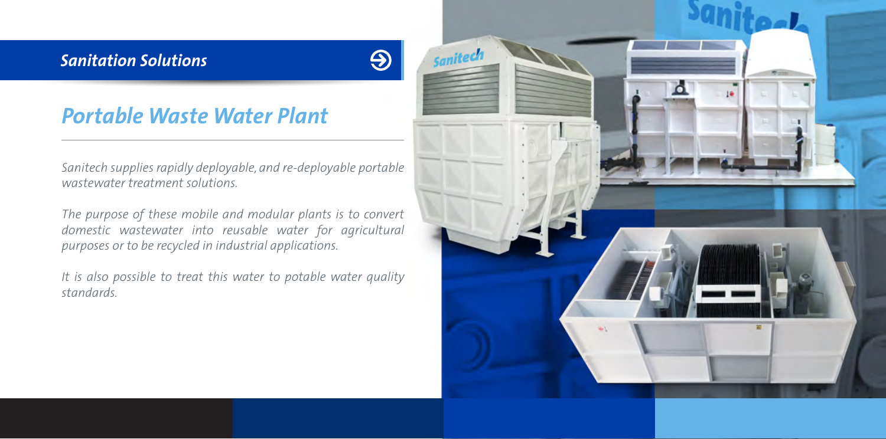## *Sanitation Solutions*

# *Portable Waste Water Plant*

*Sanitech supplies rapidly deployable, and re-deployable portable wastewater treatment solutions.*

*The purpose of these mobile and modular plants is to convert domestic wastewater into reusable water for agricultural purposes or to be recycled in industrial applications.*

*It is also possible to treat this water to potable water quality standards.*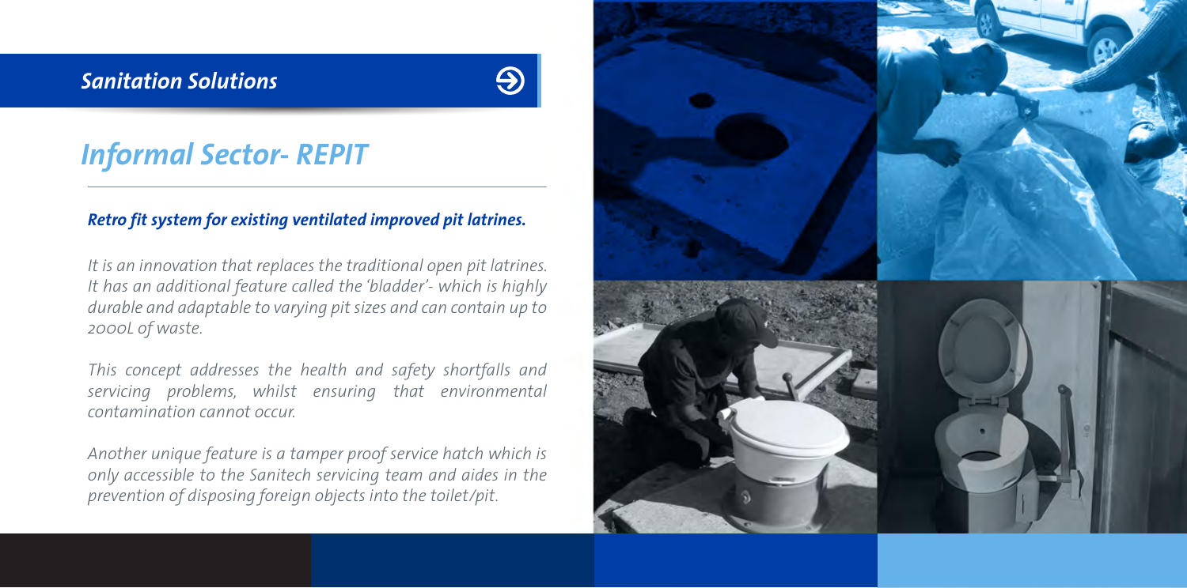## *Sanitation Solutions*

# *Informal Sector- REPIT*

### ***Retro fit system for existing ventilated improved pit latrines.***

*It is an innovation that replaces the traditional open pit latrines. It has an additional feature called the 'bladder'- which is highly durable and adaptable to varying pit sizes and can contain up to 2000L of waste.*

*This concept addresses the health and safety shortfalls and servicing problems, whilst ensuring that environmental contamination cannot occur.*

*Another unique feature is a tamper proof service hatch which is only accessible to the Sanitech servicing team and aides in the prevention of disposing foreign objects into the toilet/pit.*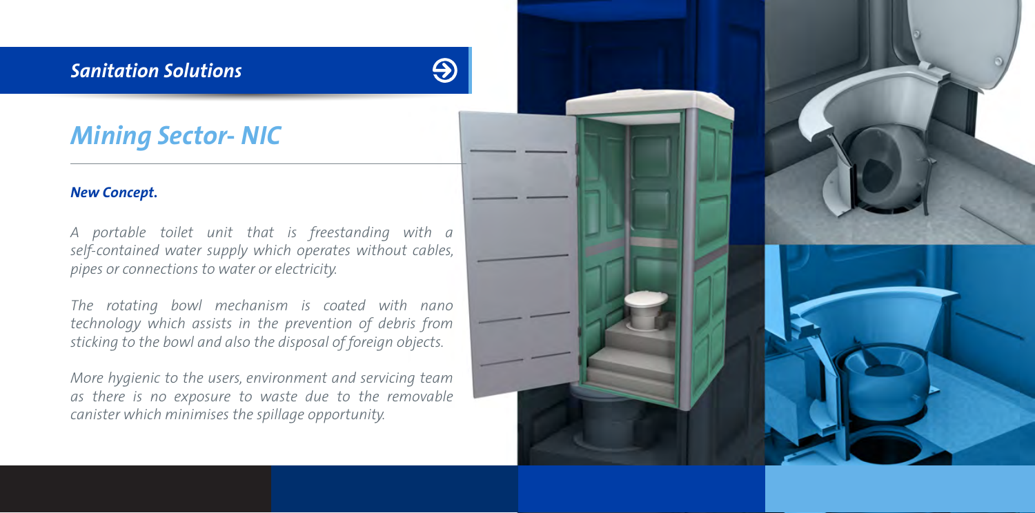## *Sanitation Solutions*

# *Mining Sector- NIC*

***New Concept.***

*A portable toilet unit that is freestanding with a self-contained water supply which operates without cables, pipes or connections to water or electricity.*

*The rotating bowl mechanism is coated with nano technology which assists in the prevention of debris from sticking to the bowl and also the disposal of foreign objects.*

*More hygienic to the users, environment and servicing team as there is no exposure to waste due to the removable canister which minimises the spillage opportunity.*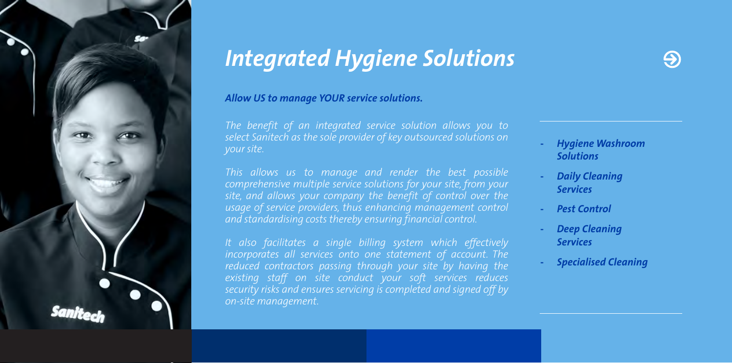# *Integrated Hygiene Solutions*

***Allow US to manage YOUR service solutions.***

*The benefit of an integrated service solution allows you to select Sanitech as the sole provider of key outsourced solutions on your site.*

*This allows us to manage and render the best possible comprehensive multiple service solutions for your site, from your site, and allows your company the benefit of control over the usage of service providers, thus enhancing management control and standardising costs thereby ensuring financial control.*

*It also facilitates a single billing system which effectively incorporates all services onto one statement of account. The reduced contractors passing through your site by having the existing staff on site conduct your soft services reduces security risks and ensures servicing is completed and signed off by on-site management.*

- ***Hygiene Washroom Solutions***
- ***Daily Cleaning Services***
- ***Pest Control***
- ***Deep Cleaning Services***
- ***Specialised Cleaning***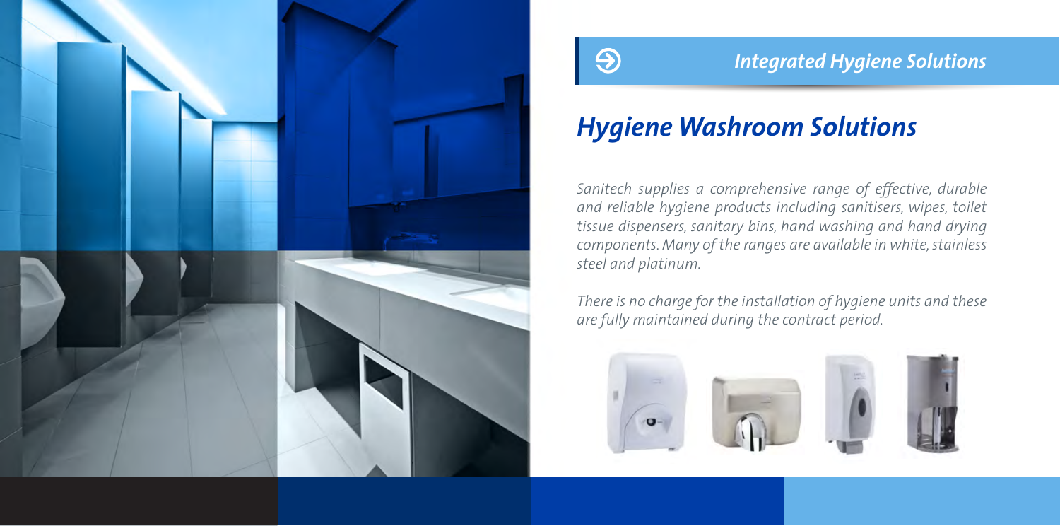## *Integrated Hygiene Solutions*

# *Hygiene Washroom Solutions*

*Sanitech supplies a comprehensive range of effective, durable and reliable hygiene products including sanitisers, wipes, toilet tissue dispensers, sanitary bins, hand washing and hand drying components. Many of the ranges are available in white, stainless steel and platinum.*

*There is no charge for the installation of hygiene units and these are fully maintained during the contract period.*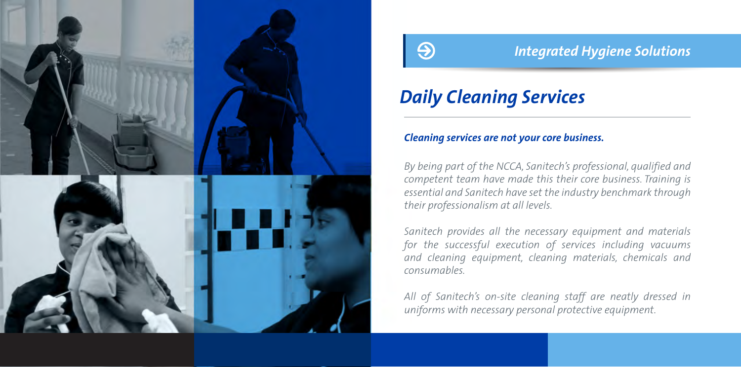## *Integrated Hygiene Solutions*

# *Daily Cleaning Services*

***Cleaning services are not your core business.***

*By being part of the NCCA, Sanitech's professional, qualified and competent team have made this their core business. Training is essential and Sanitech have set the industry benchmark through their professionalism at all levels.*

*Sanitech provides all the necessary equipment and materials for the successful execution of services including vacuums and cleaning equipment, cleaning materials, chemicals and consumables.*

*All of Sanitech's on-site cleaning staff are neatly dressed in uniforms with necessary personal protective equipment.*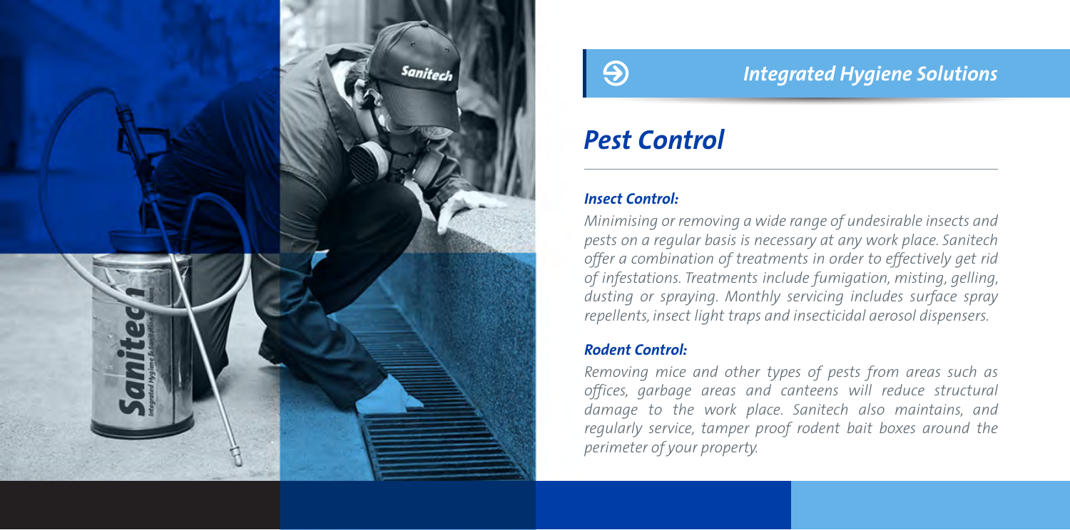Integrated Hygiene Solutions

# *Pest Control*

### *Insect Control:*

*Minimising or removing a wide range of undesirable insects and pests on a regular basis is necessary at any work place. Sanitech offer a combination of treatments in order to effectively get rid of infestations. Treatments include fumigation, misting, gelling, dusting or spraying. Monthly servicing includes surface spray repellents, insect light traps and insecticidal aerosol dispensers.*

### *Rodent Control:*

*Removing mice and other types of pests from areas such as offices, garbage areas and canteens will reduce structural damage to the work place. Sanitech also maintains, and regularly service, tamper proof rodent bait boxes around the perimeter of your property.*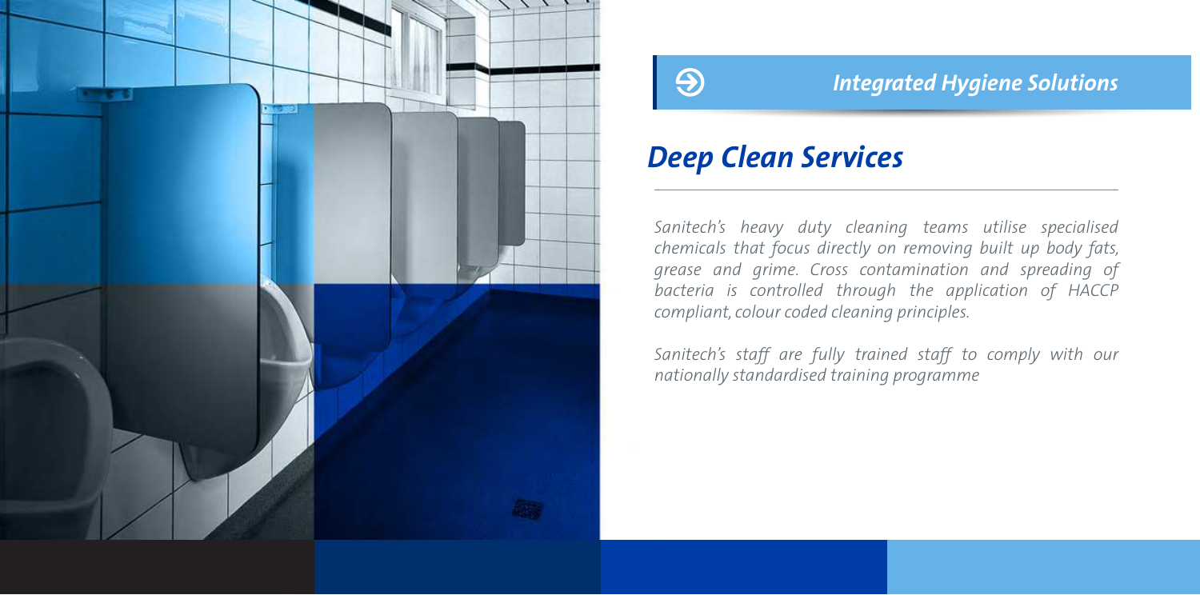*Integrated Hygiene Solutions*

# *Deep Clean Services*

*Sanitech's heavy duty cleaning teams utilise specialised chemicals that focus directly on removing built up body fats, grease and grime. Cross contamination and spreading of bacteria is controlled through the application of HACCP compliant, colour coded cleaning principles.*

*Sanitech's staff are fully trained staff to comply with our nationally standardised training programme*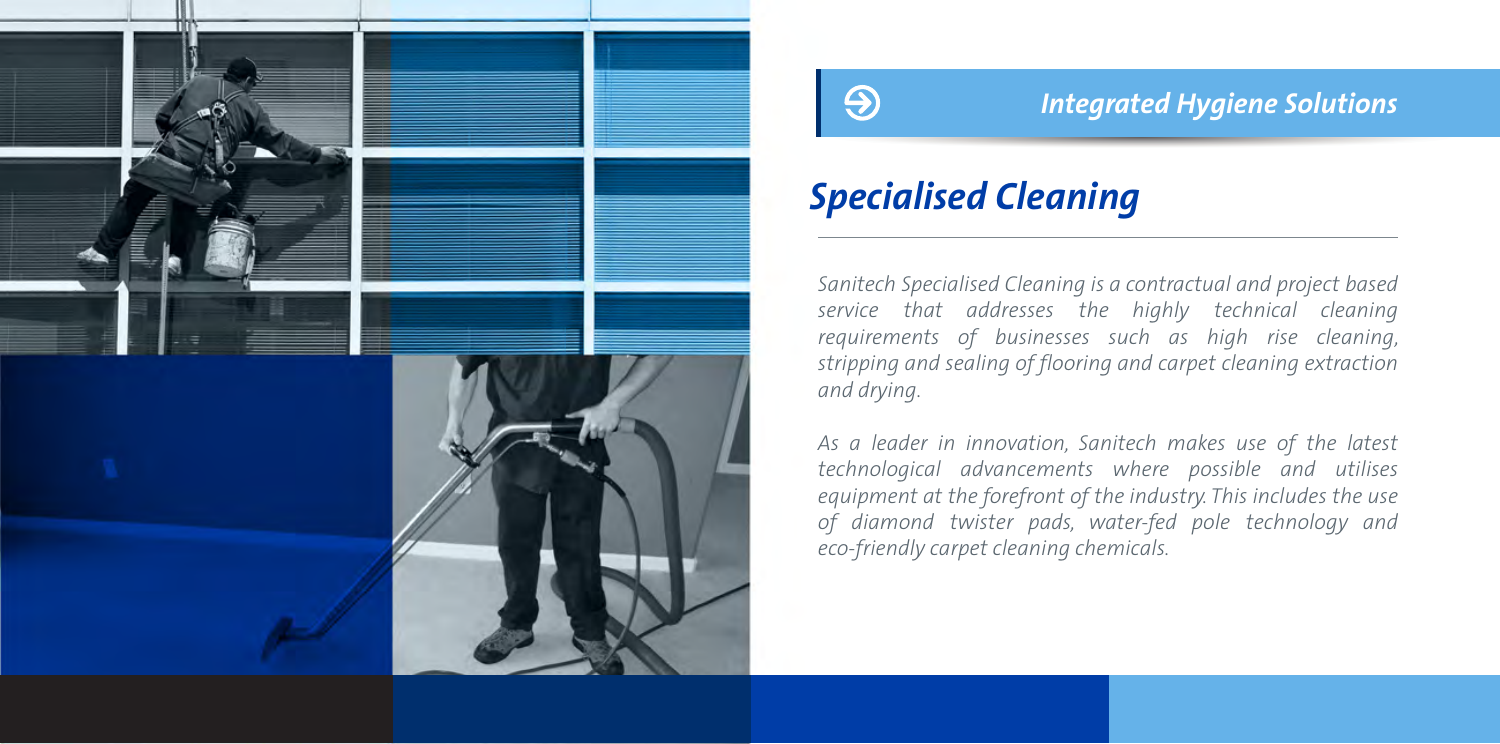*Integrated Hygiene Solutions*

## *Specialised Cleaning*

*Sanitech Specialised Cleaning is a contractual and project based service that addresses the highly technical cleaning requirements of businesses such as high rise cleaning, stripping and sealing of flooring and carpet cleaning extraction and drying.*

*As a leader in innovation, Sanitech makes use of the latest technological advancements where possible and utilises equipment at the forefront of the industry. This includes the use of diamond twister pads, water-fed pole technology and eco-friendly carpet cleaning chemicals.*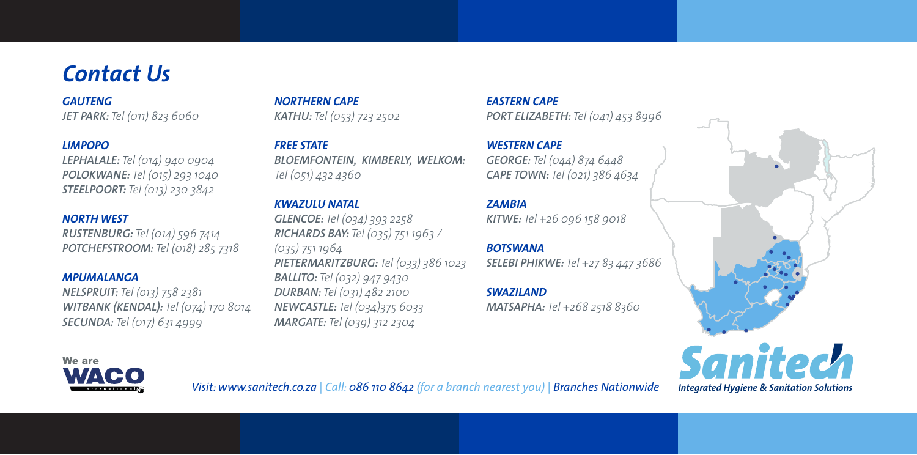# Contact Us

### GAUTENG

*JET PARK: Tel (011) 823 6060*

### LIMPOPO

*LEPHALALE: Tel (014) 940 0904*
*POLOKWANE: Tel (015) 293 1040*
*STEELPOORT: Tel (013) 230 3842*

### NORTH WEST

*RUSTENBURG: Tel (014) 596 7414*
*POTCHEFSTROOM: Tel (018) 285 7318*

### MPUMALANGA

*NELSPRUIT: Tel (013) 758 2381*
*WITBANK (KENDAL): Tel (074) 170 8014*
*SECUNDA: Tel (017) 631 4999*

### NORTHERN CAPE

*KATHU: Tel (053) 723 2502*

### FREE STATE

*BLOEMFONTEIN, KIMBERLY, WELKOM: Tel (051) 432 4360*

### KWAZULU NATAL

*GLENCOE: Tel (034) 393 2258*
*RICHARDS BAY: Tel (035) 751 1963 / (035) 751 1964*
*PIETERMARITZBURG: Tel (033) 386 1023*
*BALLITO: Tel (032) 947 9430*
*DURBAN: Tel (031) 482 2100*
*NEWCASTLE: Tel (034)375 6033*
*MARGATE: Tel (039) 312 2304*

### EASTERN CAPE

*PORT ELIZABETH: Tel (041) 453 8996*

### WESTERN CAPE

*GEORGE: Tel (044) 874 6448*
*CAPE TOWN: Tel (021) 386 4634*

### ZAMBIA

*KITWE: Tel +26 096 158 9018*

### BOTSWANA

*SELEBI PHIKWE: Tel +27 83 447 3686*

### SWAZILAND

*MATSAPHA: Tel +268 2518 8360*

We are WACO international

*Visit: www.sanitech.co.za | Call: 086 110 8642 (for a branch nearest you) | Branches Nationwide*

Sanitech
*Integrated Hygiene & Sanitation Solutions*